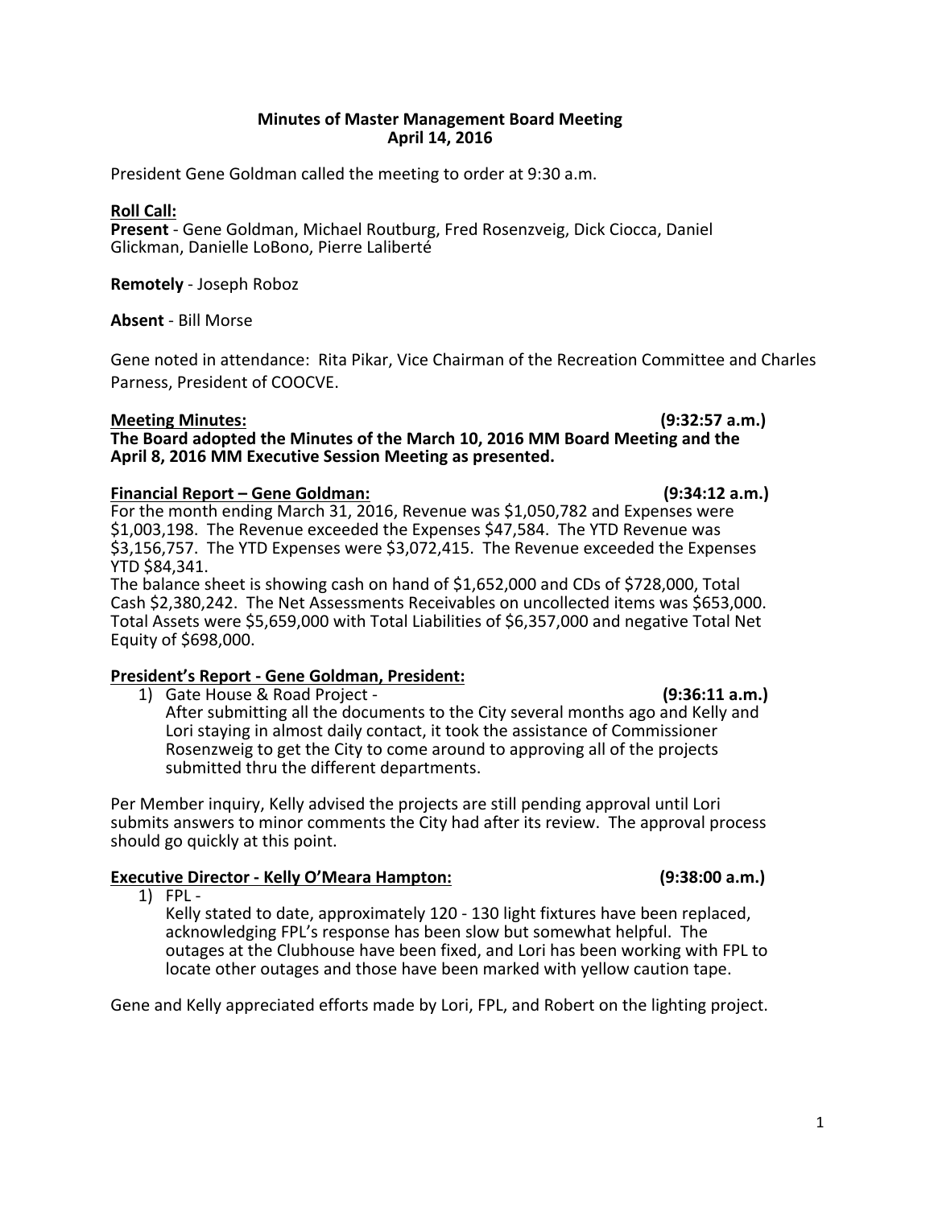**Minutes of Master Management Board Meeting**
**April 14, 2016**

President Gene Goldman called the meeting to order at 9:30 a.m.

**Roll Call:**
**Present** - Gene Goldman, Michael Routburg, Fred Rosenzveig, Dick Ciocca, Daniel Glickman, Danielle LoBono, Pierre Laliberté

**Remotely** - Joseph Roboz

**Absent** - Bill Morse

Gene noted in attendance: Rita Pikar, Vice Chairman of the Recreation Committee and Charles Parness, President of COOCVE.

**Meeting Minutes: (9:32:57 a.m.)**
**The Board adopted the Minutes of the March 10, 2016 MM Board Meeting and the April 8, 2016 MM Executive Session Meeting as presented.**

**Financial Report – Gene Goldman: (9:34:12 a.m.)**
For the month ending March 31, 2016, Revenue was $1,050,782 and Expenses were $1,003,198. The Revenue exceeded the Expenses $47,584. The YTD Revenue was $3,156,757. The YTD Expenses were $3,072,415. The Revenue exceeded the Expenses YTD $84,341.
The balance sheet is showing cash on hand of $1,652,000 and CDs of $728,000, Total Cash $2,380,242. The Net Assessments Receivables on uncollected items was $653,000. Total Assets were $5,659,000 with Total Liabilities of $6,357,000 and negative Total Net Equity of $698,000.

**President's Report - Gene Goldman, President:**

1) Gate House & Road Project - **(9:36:11 a.m.)**
   After submitting all the documents to the City several months ago and Kelly and Lori staying in almost daily contact, it took the assistance of Commissioner Rosenzweig to get the City to come around to approving all of the projects submitted thru the different departments.

Per Member inquiry, Kelly advised the projects are still pending approval until Lori submits answers to minor comments the City had after its review. The approval process should go quickly at this point.

**Executive Director - Kelly O'Meara Hampton: (9:38:00 a.m.)**

1) FPL -
   Kelly stated to date, approximately 120 - 130 light fixtures have been replaced, acknowledging FPL's response has been slow but somewhat helpful. The outages at the Clubhouse have been fixed, and Lori has been working with FPL to locate other outages and those have been marked with yellow caution tape.

Gene and Kelly appreciated efforts made by Lori, FPL, and Robert on the lighting project.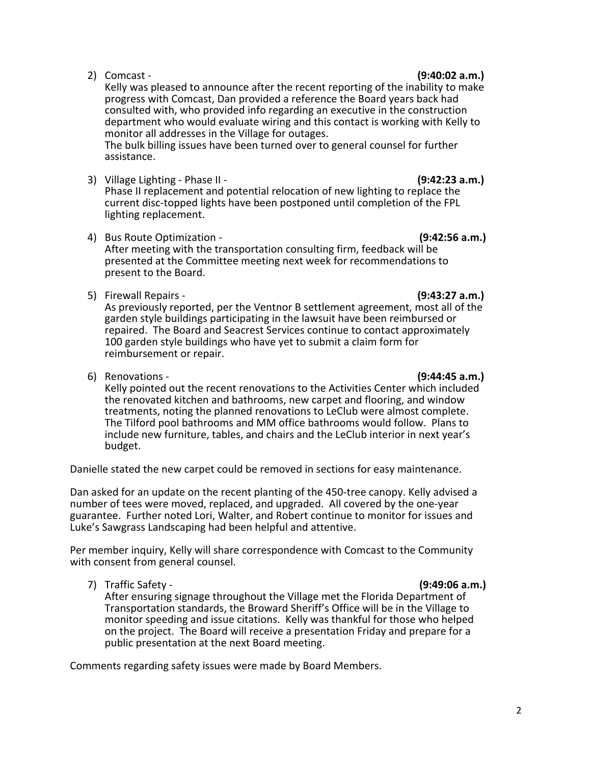2) Comcast - **(9:40:02 a.m.)**
   Kelly was pleased to announce after the recent reporting of the inability to make progress with Comcast, Dan provided a reference the Board years back had consulted with, who provided info regarding an executive in the construction department who would evaluate wiring and this contact is working with Kelly to monitor all addresses in the Village for outages.
   The bulk billing issues have been turned over to general counsel for further assistance.

3) Village Lighting - Phase II - **(9:42:23 a.m.)**
   Phase II replacement and potential relocation of new lighting to replace the current disc-topped lights have been postponed until completion of the FPL lighting replacement.

4) Bus Route Optimization - **(9:42:56 a.m.)**
   After meeting with the transportation consulting firm, feedback will be presented at the Committee meeting next week for recommendations to present to the Board.

5) Firewall Repairs - **(9:43:27 a.m.)**
   As previously reported, per the Ventnor B settlement agreement, most all of the garden style buildings participating in the lawsuit have been reimbursed or repaired. The Board and Seacrest Services continue to contact approximately 100 garden style buildings who have yet to submit a claim form for reimbursement or repair.

6) Renovations - **(9:44:45 a.m.)**
   Kelly pointed out the recent renovations to the Activities Center which included the renovated kitchen and bathrooms, new carpet and flooring, and window treatments, noting the planned renovations to LeClub were almost complete. The Tilford pool bathrooms and MM office bathrooms would follow. Plans to include new furniture, tables, and chairs and the LeClub interior in next year's budget.

Danielle stated the new carpet could be removed in sections for easy maintenance.

Dan asked for an update on the recent planting of the 450-tree canopy. Kelly advised a number of tees were moved, replaced, and upgraded. All covered by the one-year guarantee. Further noted Lori, Walter, and Robert continue to monitor for issues and Luke's Sawgrass Landscaping had been helpful and attentive.

Per member inquiry, Kelly will share correspondence with Comcast to the Community with consent from general counsel.

7) Traffic Safety - **(9:49:06 a.m.)**
   After ensuring signage throughout the Village met the Florida Department of Transportation standards, the Broward Sheriff's Office will be in the Village to monitor speeding and issue citations. Kelly was thankful for those who helped on the project. The Board will receive a presentation Friday and prepare for a public presentation at the next Board meeting.

Comments regarding safety issues were made by Board Members.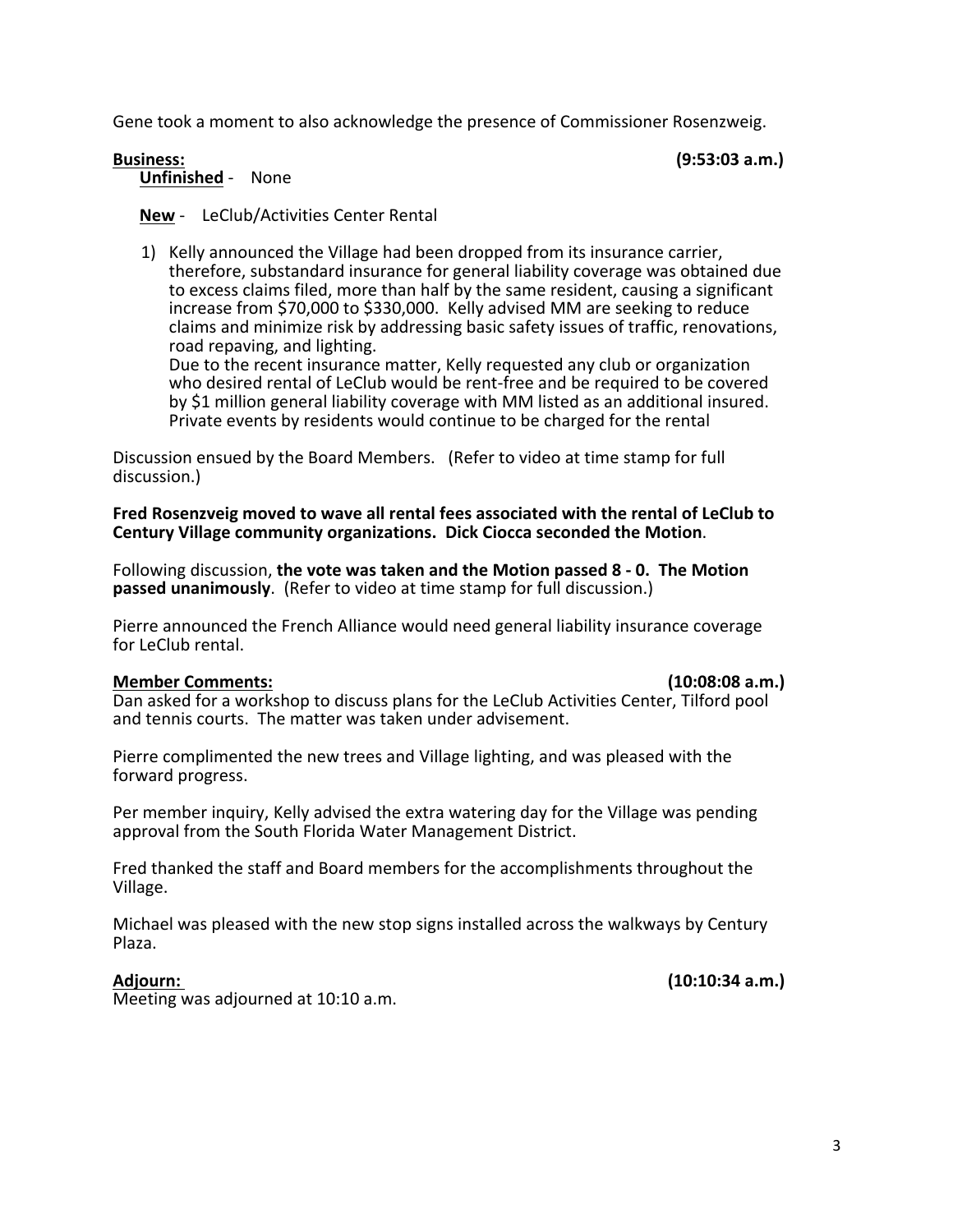Gene took a moment to also acknowledge the presence of Commissioner Rosenzweig.

**Business:** **(9:53:03 a.m.)**

**Unfinished** - None

**New** - LeClub/Activities Center Rental

1) Kelly announced the Village had been dropped from its insurance carrier, therefore, substandard insurance for general liability coverage was obtained due to excess claims filed, more than half by the same resident, causing a significant increase from $70,000 to $330,000. Kelly advised MM are seeking to reduce claims and minimize risk by addressing basic safety issues of traffic, renovations, road repaving, and lighting.
   Due to the recent insurance matter, Kelly requested any club or organization who desired rental of LeClub would be rent-free and be required to be covered by $1 million general liability coverage with MM listed as an additional insured. Private events by residents would continue to be charged for the rental

Discussion ensued by the Board Members. (Refer to video at time stamp for full discussion.)

**Fred Rosenzveig moved to wave all rental fees associated with the rental of LeClub to Century Village community organizations. Dick Ciocca seconded the Motion**.

Following discussion, **the vote was taken and the Motion passed 8 - 0. The Motion passed unanimously**. (Refer to video at time stamp for full discussion.)

Pierre announced the French Alliance would need general liability insurance coverage for LeClub rental.

**Member Comments:** **(10:08:08 a.m.)**

Dan asked for a workshop to discuss plans for the LeClub Activities Center, Tilford pool and tennis courts. The matter was taken under advisement.

Pierre complimented the new trees and Village lighting, and was pleased with the forward progress.

Per member inquiry, Kelly advised the extra watering day for the Village was pending approval from the South Florida Water Management District.

Fred thanked the staff and Board members for the accomplishments throughout the Village.

Michael was pleased with the new stop signs installed across the walkways by Century Plaza.

**Adjourn:** **(10:10:34 a.m.)**

Meeting was adjourned at 10:10 a.m.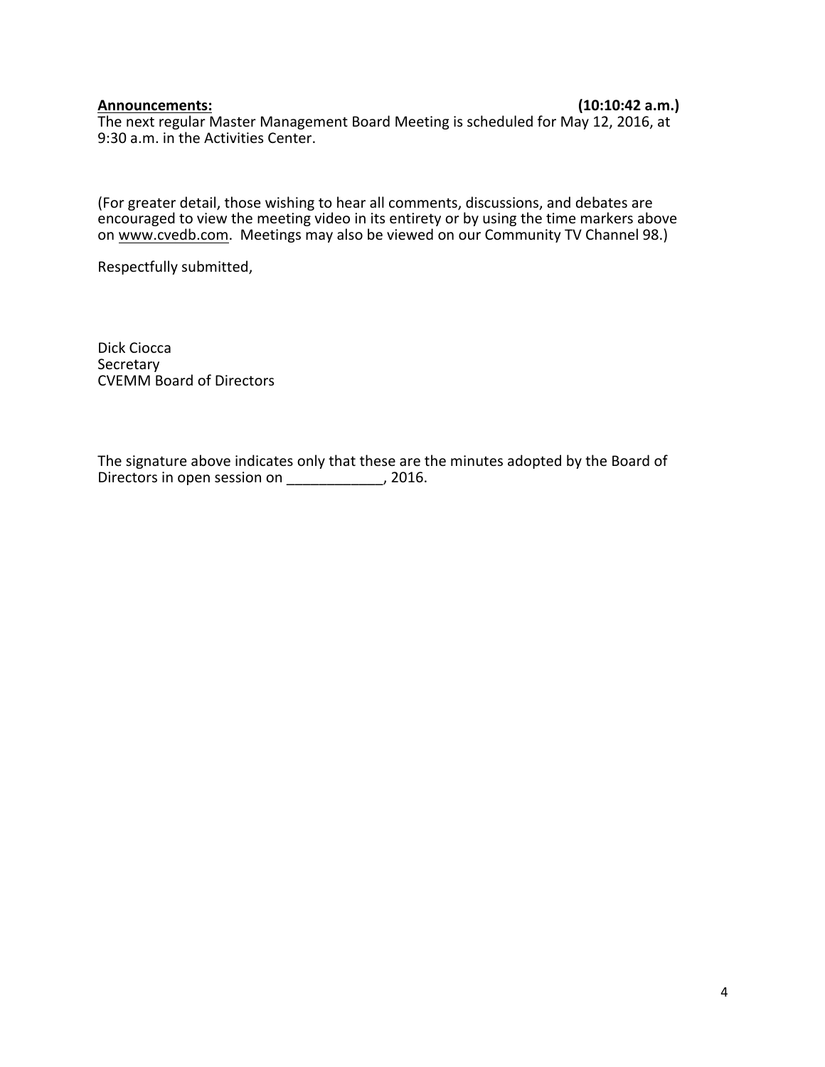**Announcements:** **(10:10:42 a.m.)**

The next regular Master Management Board Meeting is scheduled for May 12, 2016, at 9:30 a.m. in the Activities Center.

(For greater detail, those wishing to hear all comments, discussions, and debates are encouraged to view the meeting video in its entirety or by using the time markers above on www.cvedb.com. Meetings may also be viewed on our Community TV Channel 98.)

Respectfully submitted,

Dick Ciocca
Secretary
CVEMM Board of Directors

The signature above indicates only that these are the minutes adopted by the Board of Directors in open session on ____________, 2016.